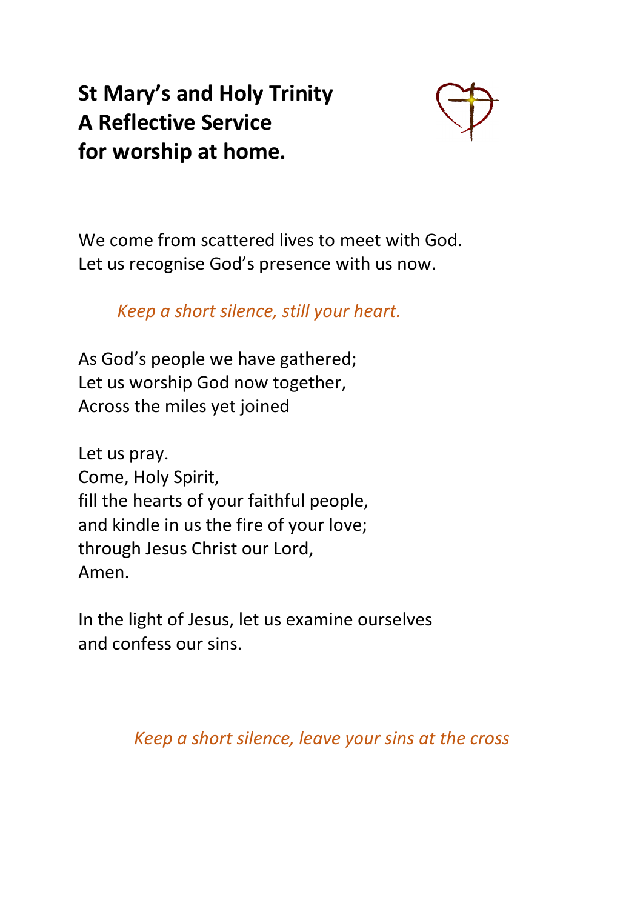# St Mary's and Holy Trinity
# A Reflective Service
# for worship at home.

We come from scattered lives to meet with God.
Let us recognise God's presence with us now.

*Keep a short silence, still your heart.*

As God's people we have gathered;
Let us worship God now together,
Across the miles yet joined

Let us pray.
Come, Holy Spirit,
fill the hearts of your faithful people,
and kindle in us the fire of your love;
through Jesus Christ our Lord,
Amen.

In the light of Jesus, let us examine ourselves
and confess our sins.

*Keep a short silence, leave your sins at the cross*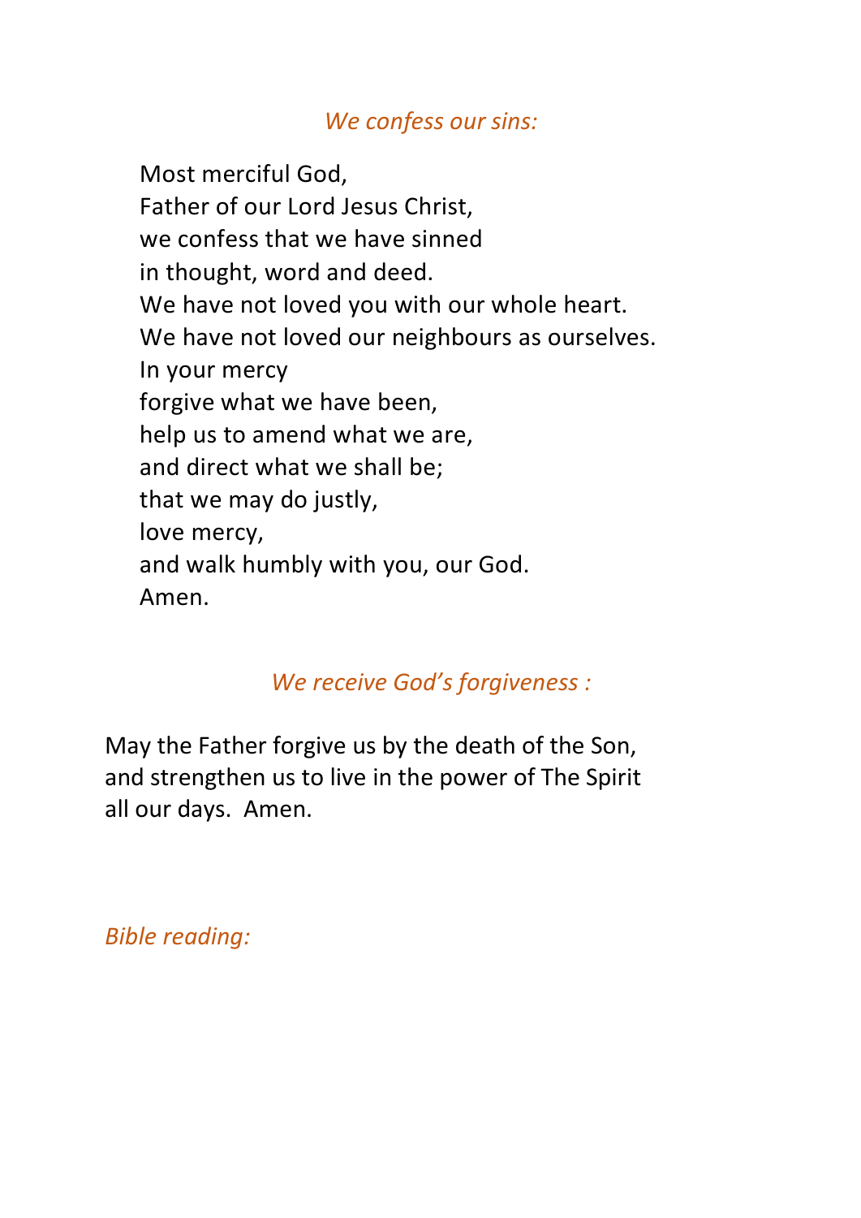*We confess our sins:*

Most merciful God,  
Father of our Lord Jesus Christ,  
we confess that we have sinned  
in thought, word and deed.  
We have not loved you with our whole heart.  
We have not loved our neighbours as ourselves.  
In your mercy  
forgive what we have been,  
help us to amend what we are,  
and direct what we shall be;  
that we may do justly,  
love mercy,  
and walk humbly with you, our God.  
Amen.

*We receive God's forgiveness :*

May the Father forgive us by the death of the Son,  
and strengthen us to live in the power of The Spirit  
all our days. Amen.

*Bible reading:*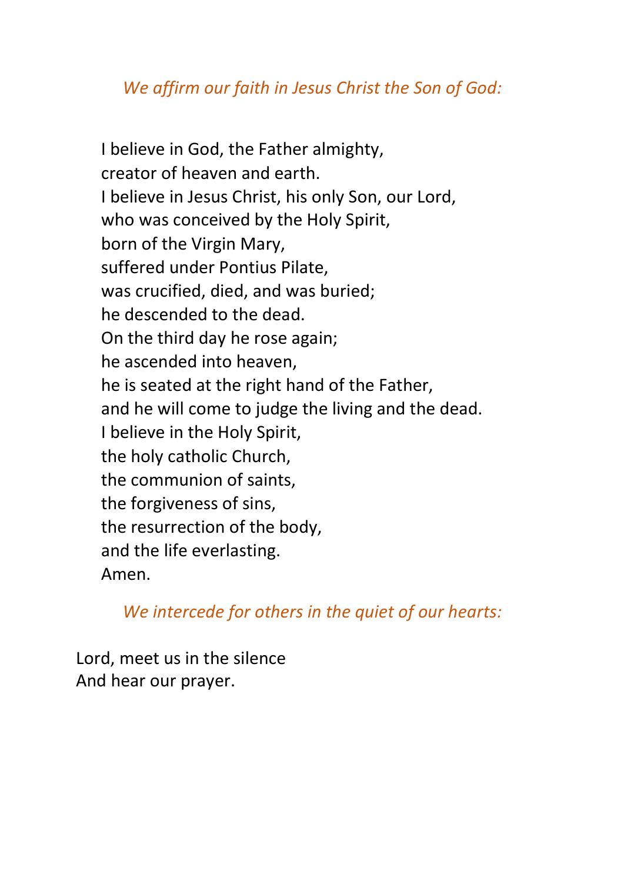*We affirm our faith in Jesus Christ the Son of God:*

I believe in God, the Father almighty,
creator of heaven and earth.
I believe in Jesus Christ, his only Son, our Lord,
who was conceived by the Holy Spirit,
born of the Virgin Mary,
suffered under Pontius Pilate,
was crucified, died, and was buried;
he descended to the dead.
On the third day he rose again;
he ascended into heaven,
he is seated at the right hand of the Father,
and he will come to judge the living and the dead.
I believe in the Holy Spirit,
the holy catholic Church,
the communion of saints,
the forgiveness of sins,
the resurrection of the body,
and the life everlasting.
Amen.

*We intercede for others in the quiet of our hearts:*

Lord, meet us in the silence
And hear our prayer.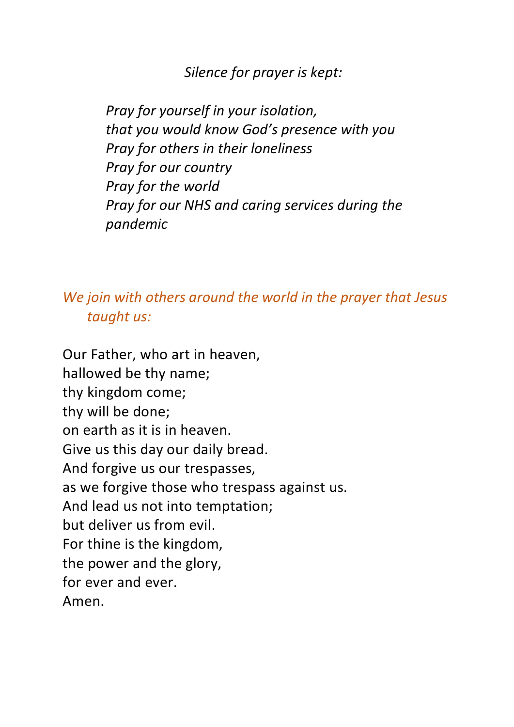*Silence for prayer is kept:*

*Pray for yourself in your isolation,*
*that you would know God's presence with you*
*Pray for others in their loneliness*
*Pray for our country*
*Pray for the world*
*Pray for our NHS and caring services during the pandemic*

*We join with others around the world in the prayer that Jesus taught us:*

Our Father, who art in heaven,
hallowed be thy name;
thy kingdom come;
thy will be done;
on earth as it is in heaven.
Give us this day our daily bread.
And forgive us our trespasses,
as we forgive those who trespass against us.
And lead us not into temptation;
but deliver us from evil.
For thine is the kingdom,
the power and the glory,
for ever and ever.
Amen.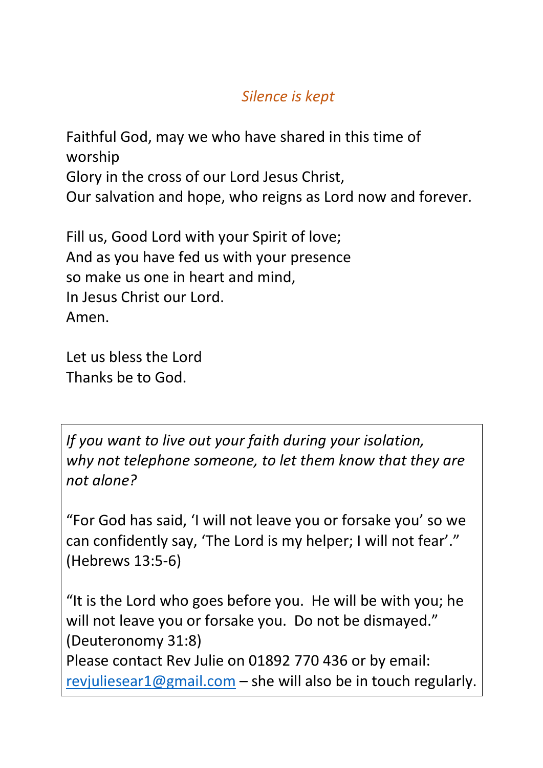*Silence is kept*

Faithful God, may we who have shared in this time of worship
Glory in the cross of our Lord Jesus Christ,
Our salvation and hope, who reigns as Lord now and forever.

Fill us, Good Lord with your Spirit of love;
And as you have fed us with your presence
so make us one in heart and mind,
In Jesus Christ our Lord.
Amen.

Let us bless the Lord
Thanks be to God.

*If you want to live out your faith during your isolation, why not telephone someone, to let them know that they are not alone?*

"For God has said, 'I will not leave you or forsake you' so we can confidently say, 'The Lord is my helper; I will not fear'." (Hebrews 13:5-6)

"It is the Lord who goes before you. He will be with you; he will not leave you or forsake you. Do not be dismayed." (Deuteronomy 31:8)
Please contact Rev Julie on 01892 770 436 or by email: revjuliesear1@gmail.com – she will also be in touch regularly.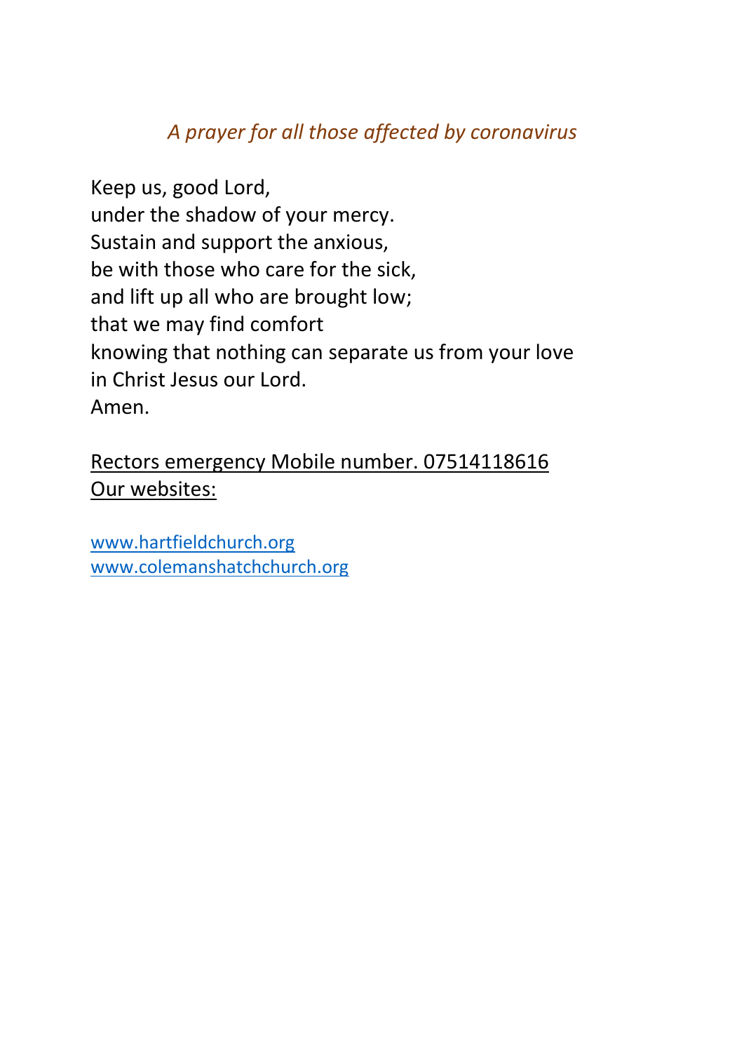*A prayer for all those affected by coronavirus*

Keep us, good Lord,  
under the shadow of your mercy.  
Sustain and support the anxious,  
be with those who care for the sick,  
and lift up all who are brought low;  
that we may find comfort  
knowing that nothing can separate us from your love  
in Christ Jesus our Lord.  
Amen.

<u>Rectors emergency Mobile number. 07514118616</u>  
<u>Our websites:</u>

www.hartfieldchurch.org  
www.colemanshatchchurch.org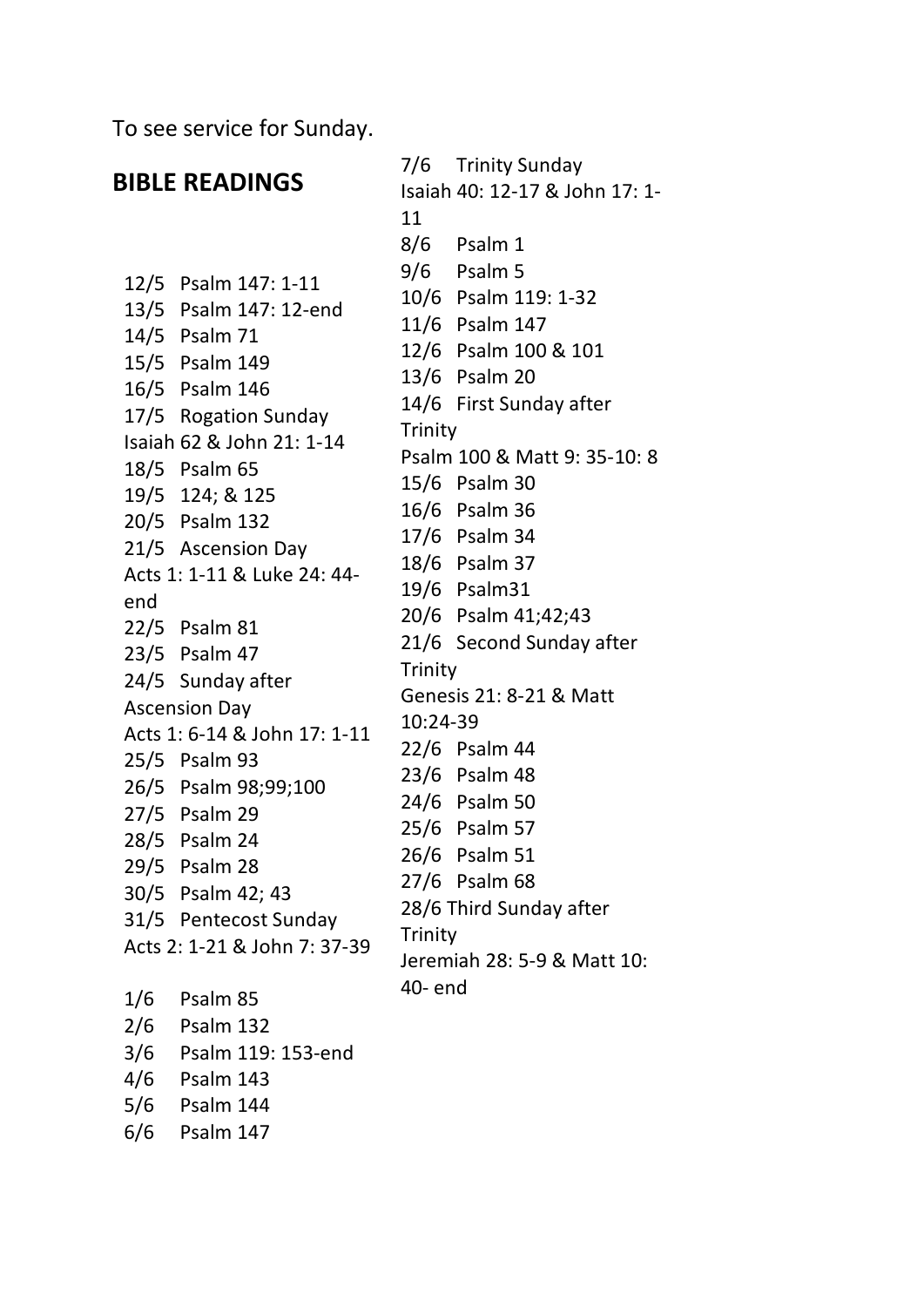To see service for Sunday.

## BIBLE READINGS

12/5 Psalm 147: 1-11
13/5 Psalm 147: 12-end
14/5 Psalm 71
15/5 Psalm 149
16/5 Psalm 146
17/5 Rogation Sunday
Isaiah 62 & John 21: 1-14
18/5 Psalm 65
19/5 124; & 125
20/5 Psalm 132
21/5 Ascension Day
Acts 1: 1-11 & Luke 24: 44-end
22/5 Psalm 81
23/5 Psalm 47
24/5 Sunday after Ascension Day
Acts 1: 6-14 & John 17: 1-11
25/5 Psalm 93
26/5 Psalm 98;99;100
27/5 Psalm 29
28/5 Psalm 24
29/5 Psalm 28
30/5 Psalm 42; 43
31/5 Pentecost Sunday
Acts 2: 1-21 & John 7: 37-39

1/6 Psalm 85
2/6 Psalm 132
3/6 Psalm 119: 153-end
4/6 Psalm 143
5/6 Psalm 144
6/6 Psalm 147
7/6 Trinity Sunday
Isaiah 40: 12-17 & John 17: 1-11
8/6 Psalm 1
9/6 Psalm 5
10/6 Psalm 119: 1-32
11/6 Psalm 147
12/6 Psalm 100 & 101
13/6 Psalm 20
14/6 First Sunday after Trinity
Psalm 100 & Matt 9: 35-10: 8
15/6 Psalm 30
16/6 Psalm 36
17/6 Psalm 34
18/6 Psalm 37
19/6 Psalm31
20/6 Psalm 41;42;43
21/6 Second Sunday after Trinity
Genesis 21: 8-21 & Matt 10:24-39
22/6 Psalm 44
23/6 Psalm 48
24/6 Psalm 50
25/6 Psalm 57
26/6 Psalm 51
27/6 Psalm 68
28/6 Third Sunday after Trinity
Jeremiah 28: 5-9 & Matt 10: 40- end